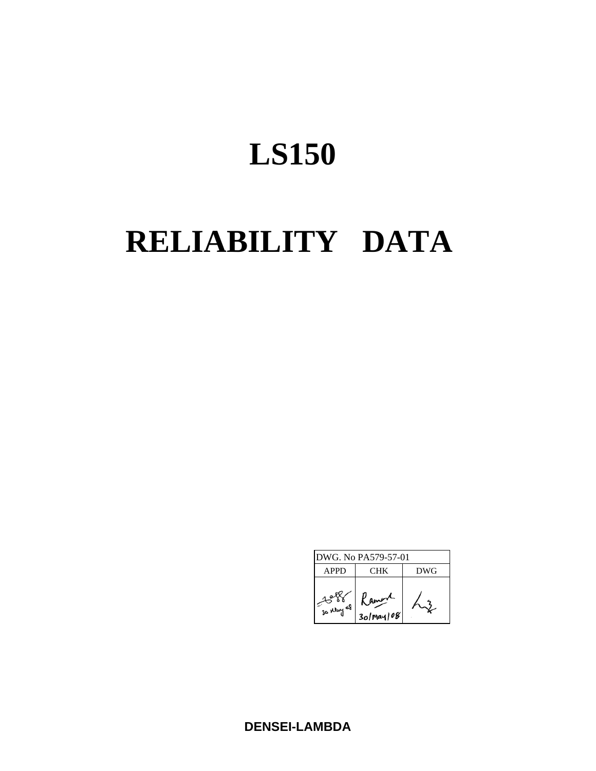# LS150

# RELIABILITY DATA

| DWG. No PA579-57-01 | | |
|---|---|---|
| APPD | CHK | DWG |
| 30 May 08 | Ramon 30/May/08 | |

**DENSEI-LAMBDA**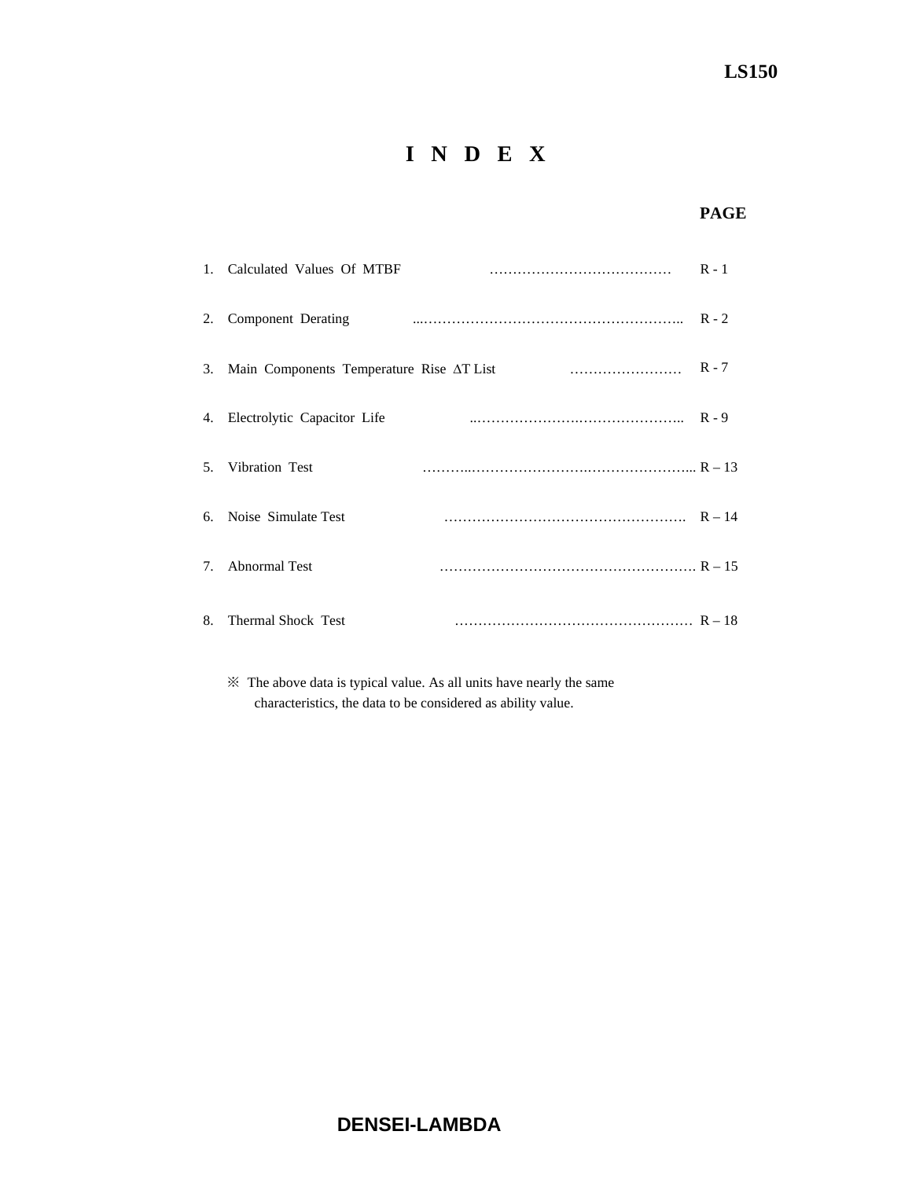# I N D E X

| | | PAGE |
|---|---|---|
| 1. | Calculated Values Of MTBF | R - 1 |
| 2. | Component Derating | R - 2 |
| 3. | Main Components Temperature Rise ΔT List | R - 7 |
| 4. | Electrolytic Capacitor Life | R - 9 |
| 5. | Vibration Test | R – 13 |
| 6. | Noise Simulate Test | R – 14 |
| 7. | Abnormal Test | R – 15 |
| 8. | Thermal Shock Test | R – 18 |

※ The above data is typical value. As all units have nearly the same characteristics, the data to be considered as ability value.

DENSEI-LAMBDA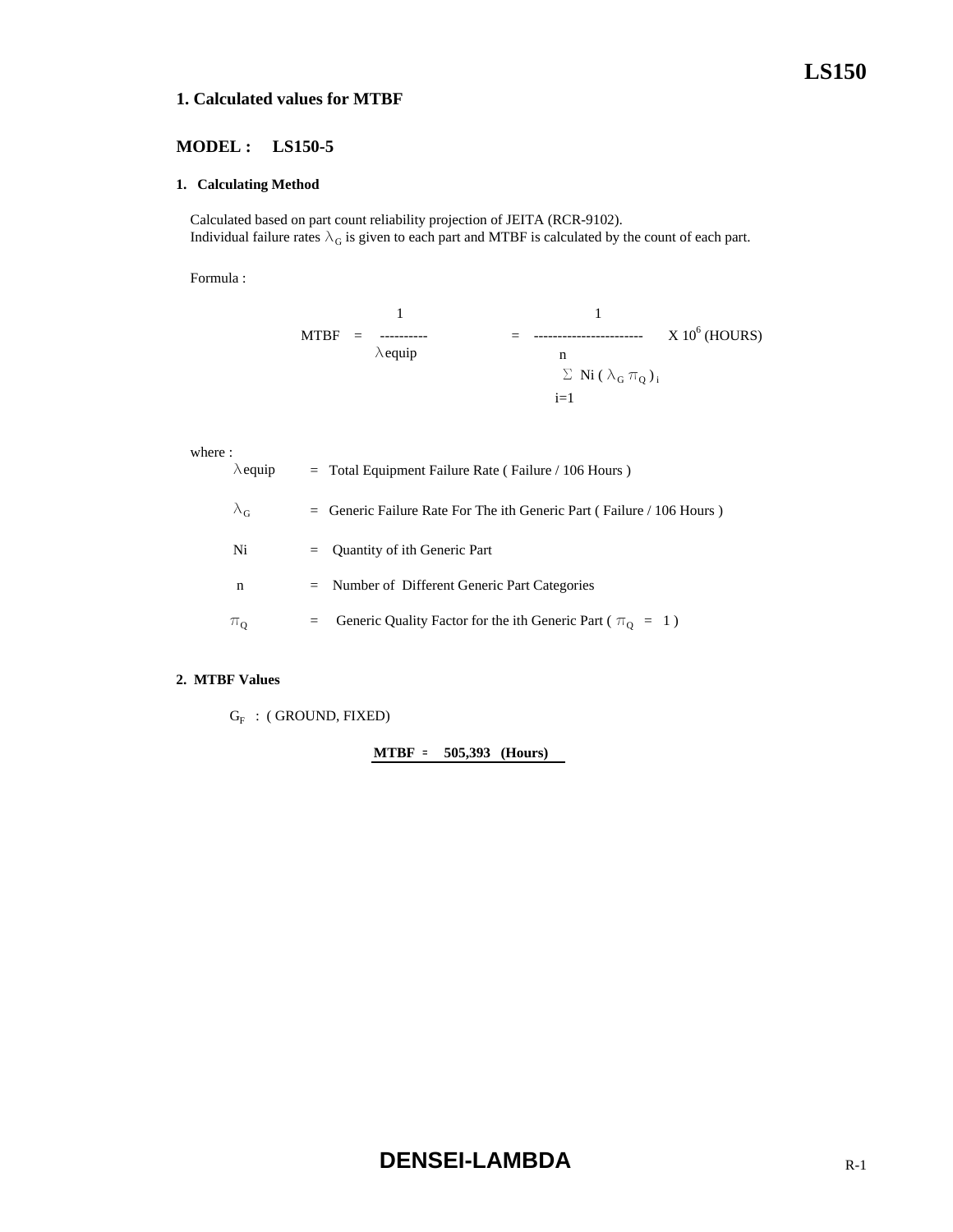# 1. Calculated values for MTBF

## MODEL : LS150-5

### 1. Calculating Method

Calculated based on part count reliability projection of JEITA (RCR-9102).
Individual failure rates $\lambda_G$ is given to each part and MTBF is calculated by the count of each part.

Formula :

$$MTBF = \frac{1}{\lambda_{equip}} = \frac{1}{\sum_{i=1}^{n} N_i (\lambda_G \pi_Q)_i} \times 10^6 \text{ (HOURS)}$$

where :

$\lambda_{equip}$ = Total Equipment Failure Rate ( Failure / 106 Hours )

$\lambda_G$ = Generic Failure Rate For The ith Generic Part ( Failure / 106 Hours )

Ni = Quantity of ith Generic Part

n = Number of Different Generic Part Categories

$\pi_Q$ = Generic Quality Factor for the ith Generic Part ( $\pi_Q$ = 1 )

### 2. MTBF Values

$G_F$ : ( GROUND, FIXED)

**MTBF = 505,393 (Hours)**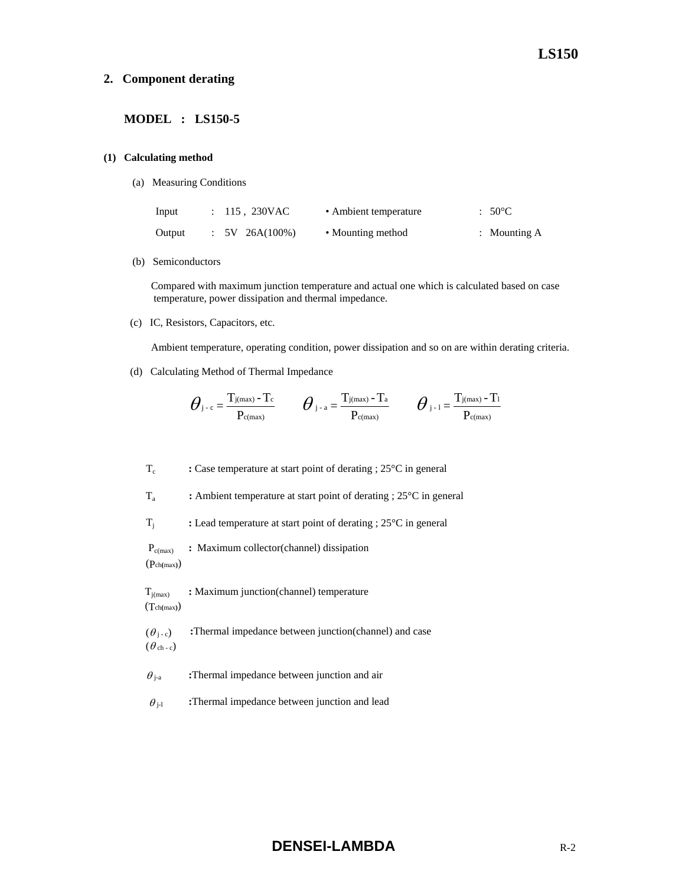## 2. Component derating

### MODEL : LS150-5

**(1) Calculating method**

(a) Measuring Conditions

| | | | |
|---|---|---|---|
| Input | : 115 , 230VAC | • Ambient temperature | : 50°C |
| Output | : 5V 26A(100%) | • Mounting method | : Mounting A |

(b) Semiconductors

Compared with maximum junction temperature and actual one which is calculated based on case temperature, power dissipation and thermal impedance.

(c) IC, Resistors, Capacitors, etc.

Ambient temperature, operating condition, power dissipation and so on are within derating criteria.

(d) Calculating Method of Thermal Impedance

$$\theta_{j-c} = \frac{T_{j(max)} - T_c}{P_{c(max)}} \qquad \theta_{j-a} = \frac{T_{j(max)} - T_a}{P_{c(max)}} \qquad \theta_{j-l} = \frac{T_{j(max)} - T_l}{P_{c(max)}}$$

$T_c$ : Case temperature at start point of derating ; 25°C in general

$T_a$ : Ambient temperature at start point of derating ; 25°C in general

$T_j$ : Lead temperature at start point of derating ; 25°C in general

$P_{c(max)}$ ($P_{ch(max)}$) : Maximum collector(channel) dissipation

$T_{j(max)}$ ($T_{ch(max)}$) : Maximum junction(channel) temperature

($\theta_{j-c}$) ($\theta_{ch-c}$) : Thermal impedance between junction(channel) and case

$\theta_{j-a}$ : Thermal impedance between junction and air

$\theta_{j-l}$ : Thermal impedance between junction and lead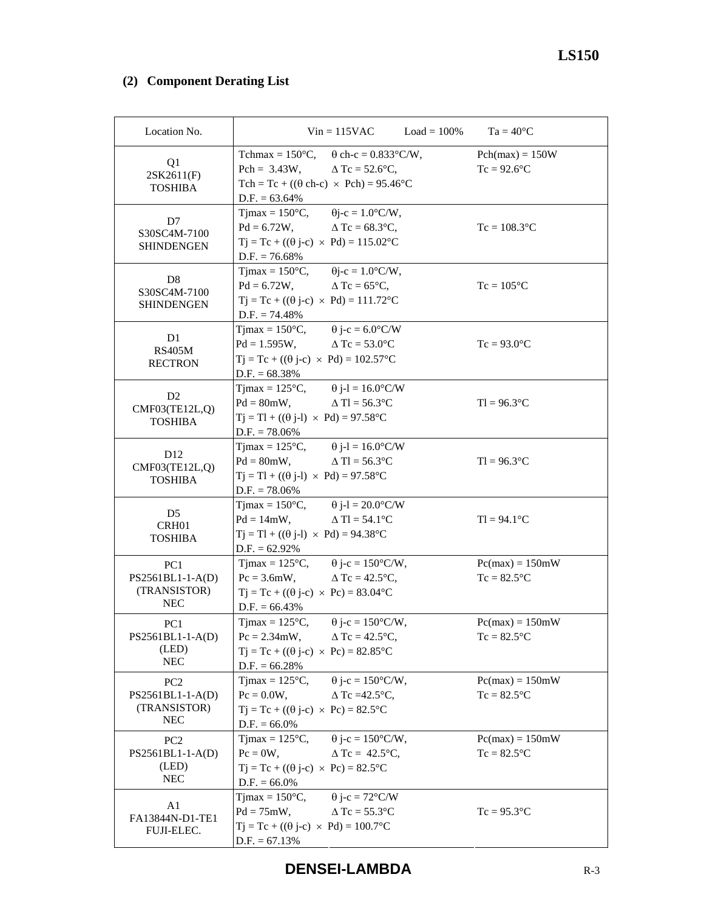## (2) Component Derating List

| Location No. | Vin = 115VAC  Load = 100%  Ta = 40°C | |
|---|---|---|
| Q1<br>2SK2611(F)<br>TOSHIBA | Tchmax = 150°C, $\theta$ ch-c = 0.833°C/W,<br>Pch = 3.43W, $\Delta$ Tc = 52.6°C,<br>Tch = Tc + (($\theta$ ch-c) × Pch) = 95.46°C<br>D.F. = 63.64% | Pch(max) = 150W<br>Tc = 92.6°C |
| D7<br>S30SC4M-7100<br>SHINDENGEN | Tjmax = 150°C, $\theta$j-c = 1.0°C/W,<br>Pd = 6.72W, $\Delta$ Tc = 68.3°C,<br>Tj = Tc + (($\theta$ j-c) × Pd) = 115.02°C<br>D.F. = 76.68% | Tc = 108.3°C |
| D8<br>S30SC4M-7100<br>SHINDENGEN | Tjmax = 150°C, $\theta$j-c = 1.0°C/W,<br>Pd = 6.72W, $\Delta$ Tc = 65°C,<br>Tj = Tc + (($\theta$ j-c) × Pd) = 111.72°C<br>D.F. = 74.48% | Tc = 105°C |
| D1<br>RS405M<br>RECTRON | Tjmax = 150°C, $\theta$ j-c = 6.0°C/W<br>Pd = 1.595W, $\Delta$ Tc = 53.0°C<br>Tj = Tc + (($\theta$ j-c) × Pd) = 102.57°C<br>D.F. = 68.38% | Tc = 93.0°C |
| D2<br>CMF03(TE12L,Q)<br>TOSHIBA | Tjmax = 125°C, $\theta$ j-l = 16.0°C/W<br>Pd = 80mW, $\Delta$ Tl = 56.3°C<br>Tj = Tl + (($\theta$ j-l) × Pd) = 97.58°C<br>D.F. = 78.06% | Tl = 96.3°C |
| D12<br>CMF03(TE12L,Q)<br>TOSHIBA | Tjmax = 125°C, $\theta$ j-l = 16.0°C/W<br>Pd = 80mW, $\Delta$ Tl = 56.3°C<br>Tj = Tl + (($\theta$ j-l) × Pd) = 97.58°C<br>D.F. = 78.06% | Tl = 96.3°C |
| D5<br>CRH01<br>TOSHIBA | Tjmax = 150°C, $\theta$ j-l = 20.0°C/W<br>Pd = 14mW, $\Delta$ Tl = 54.1°C<br>Tj = Tl + (($\theta$ j-l) × Pd) = 94.38°C<br>D.F. = 62.92% | Tl = 94.1°C |
| PC1<br>PS2561BL1-1-A(D)<br>(TRANSISTOR)<br>NEC | Tjmax = 125°C, $\theta$ j-c = 150°C/W,<br>Pc = 3.6mW, $\Delta$ Tc = 42.5°C,<br>Tj = Tc + (($\theta$ j-c) × Pc) = 83.04°C<br>D.F. = 66.43% | Pc(max) = 150mW<br>Tc = 82.5°C |
| PC1<br>PS2561BL1-1-A(D)<br>(LED)<br>NEC | Tjmax = 125°C, $\theta$ j-c = 150°C/W,<br>Pc = 2.34mW, $\Delta$ Tc = 42.5°C,<br>Tj = Tc + (($\theta$ j-c) × Pc) = 82.85°C<br>D.F. = 66.28% | Pc(max) = 150mW<br>Tc = 82.5°C |
| PC2<br>PS2561BL1-1-A(D)<br>(TRANSISTOR)<br>NEC | Tjmax = 125°C, $\theta$ j-c = 150°C/W,<br>Pc = 0.0W, $\Delta$ Tc =42.5°C,<br>Tj = Tc + (($\theta$ j-c) × Pc) = 82.5°C<br>D.F. = 66.0% | Pc(max) = 150mW<br>Tc = 82.5°C |
| PC2<br>PS2561BL1-1-A(D)<br>(LED)<br>NEC | Tjmax = 125°C, $\theta$ j-c = 150°C/W,<br>Pc = 0W, $\Delta$ Tc = 42.5°C,<br>Tj = Tc + (($\theta$ j-c) × Pc) = 82.5°C<br>D.F. = 66.0% | Pc(max) = 150mW<br>Tc = 82.5°C |
| A1<br>FA13844N-D1-TE1<br>FUJI-ELEC. | Tjmax = 150°C, $\theta$ j-c = 72°C/W<br>Pd = 75mW, $\Delta$ Tc = 55.3°C<br>Tj = Tc + (($\theta$ j-c) × Pd) = 100.7°C<br>D.F. = 67.13% | Tc = 95.3°C |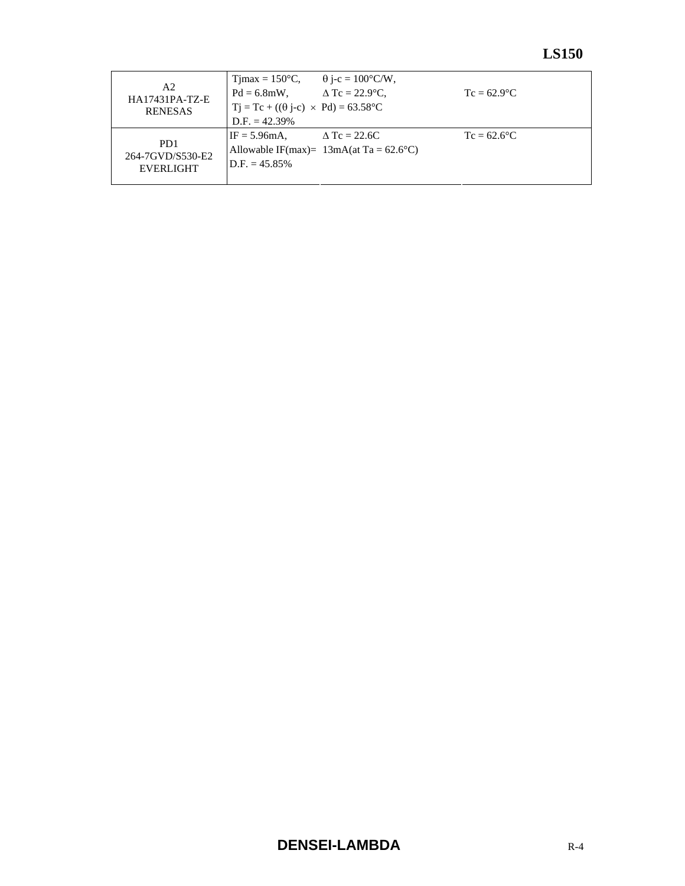| | | | |
|---|---|---|---|
| A2<br>HA17431PA-TZ-E<br>RENESAS | Tjmax = 150°C,<br>Pd = 6.8mW,<br>Tj = Tc + ((θ j-c) × Pd) = 63.58°C<br>D.F. = 42.39% | θ j-c = 100°C/W,<br>Δ Tc = 22.9°C, | Tc = 62.9°C |
| PD1<br>264-7GVD/S530-E2<br>EVERLIGHT | IF = 5.96mA,<br>Allowable IF(max)= 13mA(at Ta = 62.6°C)<br>D.F. = 45.85% | Δ Tc = 22.6C | Tc = 62.6°C |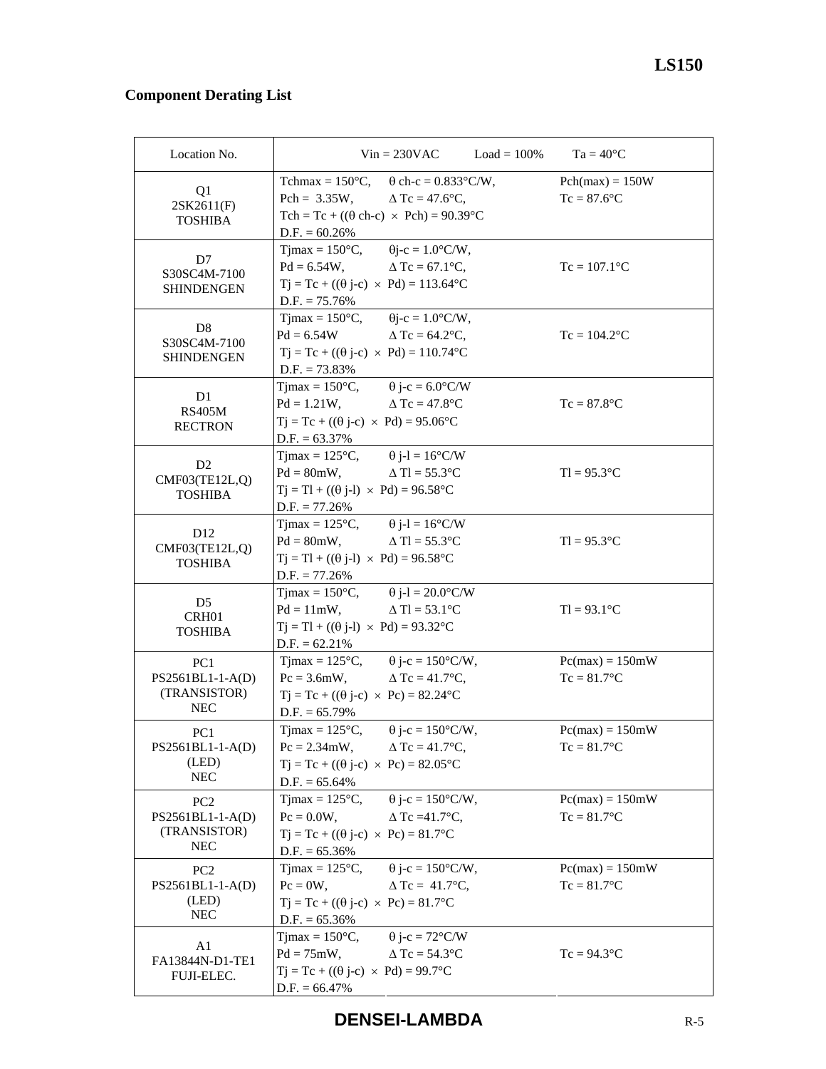## Component Derating List

| Location No. | Vin = 230VAC　　Load = 100%　　Ta = 40°C | |
|---|---|---|
| Q1<br>2SK2611(F)<br>TOSHIBA | Tchmax = 150°C,　θ ch-c = 0.833°C/W,<br>Pch = 3.35W,　ΔTc = 47.6°C,<br>Tch = Tc + ((θ ch-c) × Pch) = 90.39°C<br>D.F. = 60.26% | Pch(max) = 150W<br>Tc = 87.6°C |
| D7<br>S30SC4M-7100<br>SHINDENGEN | Tjmax = 150°C,　θj-c = 1.0°C/W,<br>Pd = 6.54W,　ΔTc = 67.1°C,<br>Tj = Tc + ((θ j-c) × Pd) = 113.64°C<br>D.F. = 75.76% | Tc = 107.1°C |
| D8<br>S30SC4M-7100<br>SHINDENGEN | Tjmax = 150°C,　θj-c = 1.0°C/W,<br>Pd = 6.54W　ΔTc = 64.2°C,<br>Tj = Tc + ((θ j-c) × Pd) = 110.74°C<br>D.F. = 73.83% | Tc = 104.2°C |
| D1<br>RS405M<br>RECTRON | Tjmax = 150°C,　θ j-c = 6.0°C/W<br>Pd = 1.21W,　ΔTc = 47.8°C<br>Tj = Tc + ((θ j-c) × Pd) = 95.06°C<br>D.F. = 63.37% | Tc = 87.8°C |
| D2<br>CMF03(TE12L,Q)<br>TOSHIBA | Tjmax = 125°C,　θ j-l = 16°C/W<br>Pd = 80mW,　ΔTl = 55.3°C<br>Tj = Tl + ((θ j-l) × Pd) = 96.58°C<br>D.F. = 77.26% | Tl = 95.3°C |
| D12<br>CMF03(TE12L,Q)<br>TOSHIBA | Tjmax = 125°C,　θ j-l = 16°C/W<br>Pd = 80mW,　ΔTl = 55.3°C<br>Tj = Tl + ((θ j-l) × Pd) = 96.58°C<br>D.F. = 77.26% | Tl = 95.3°C |
| D5<br>CRH01<br>TOSHIBA | Tjmax = 150°C,　θ j-l = 20.0°C/W<br>Pd = 11mW,　ΔTl = 53.1°C<br>Tj = Tl + ((θ j-l) × Pd) = 93.32°C<br>D.F. = 62.21% | Tl = 93.1°C |
| PC1<br>PS2561BL1-1-A(D)<br>(TRANSISTOR)<br>NEC | Tjmax = 125°C,　θ j-c = 150°C/W,<br>Pc = 3.6mW,　ΔTc = 41.7°C,<br>Tj = Tc + ((θ j-c) × Pc) = 82.24°C<br>D.F. = 65.79% | Pc(max) = 150mW<br>Tc = 81.7°C |
| PC1<br>PS2561BL1-1-A(D)<br>(LED)<br>NEC | Tjmax = 125°C,　θ j-c = 150°C/W,<br>Pc = 2.34mW,　ΔTc = 41.7°C,<br>Tj = Tc + ((θ j-c) × Pc) = 82.05°C<br>D.F. = 65.64% | Pc(max) = 150mW<br>Tc = 81.7°C |
| PC2<br>PS2561BL1-1-A(D)<br>(TRANSISTOR)<br>NEC | Tjmax = 125°C,　θ j-c = 150°C/W,<br>Pc = 0.0W,　ΔTc =41.7°C,<br>Tj = Tc + ((θ j-c) × Pc) = 81.7°C<br>D.F. = 65.36% | Pc(max) = 150mW<br>Tc = 81.7°C |
| PC2<br>PS2561BL1-1-A(D)<br>(LED)<br>NEC | Tjmax = 125°C,　θ j-c = 150°C/W,<br>Pc = 0W,　ΔTc = 41.7°C,<br>Tj = Tc + ((θ j-c) × Pc) = 81.7°C<br>D.F. = 65.36% | Pc(max) = 150mW<br>Tc = 81.7°C |
| A1<br>FA13844N-D1-TE1<br>FUJI-ELEC. | Tjmax = 150°C,　θ j-c = 72°C/W<br>Pd = 75mW,　ΔTc = 54.3°C<br>Tj = Tc + ((θ j-c) × Pd) = 99.7°C<br>D.F. = 66.47% | Tc = 94.3°C |

**DENSEI-LAMBDA**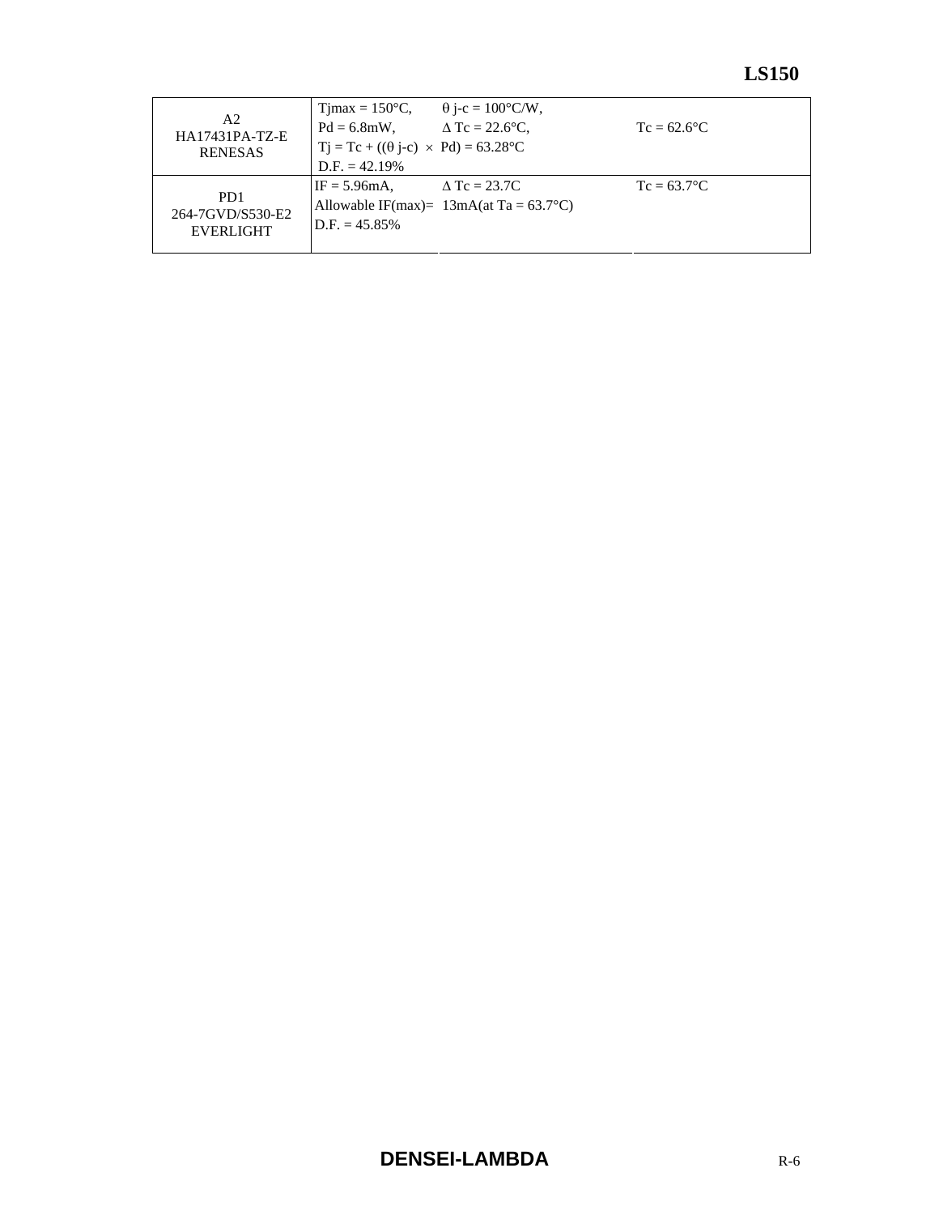| | | |
|---|---|---|
| A2<br>HA17431PA-TZ-E<br>RENESAS | Tjmax = 150°C, $\theta$ j-c = 100°C/W,<br>Pd = 6.8mW, $\Delta$ Tc = 22.6°C,<br>Tj = Tc + (($\theta$ j-c) × Pd) = 63.28°C<br>D.F. = 42.19% | Tc = 62.6°C |
| PD1<br>264-7GVD/S530-E2<br>EVERLIGHT | IF = 5.96mA, $\Delta$ Tc = 23.7C<br>Allowable IF(max)= 13mA(at Ta = 63.7°C)<br>D.F. = 45.85% | Tc = 63.7°C |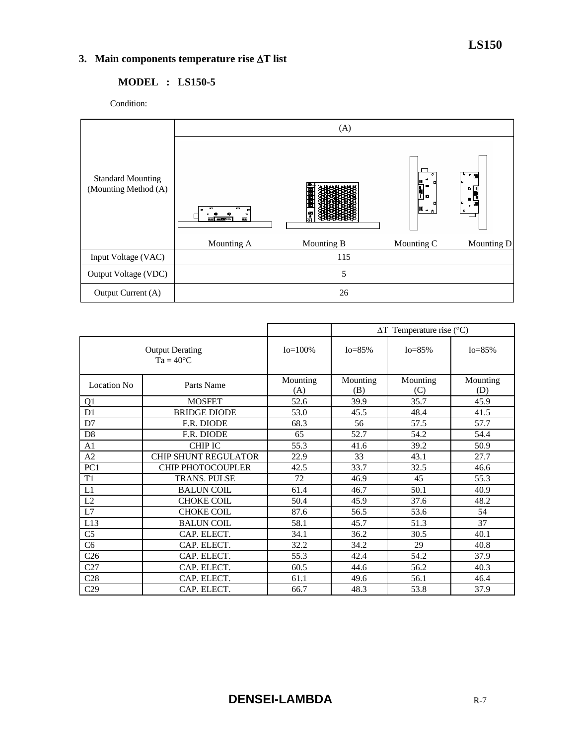## 3. Main components temperature rise ΔT list

### MODEL : LS150-5

Condition:

| Standard Mounting (Mounting Method (A) | (A) | | | |
|---|---|---|---|---|
| | Mounting A | Mounting B | Mounting C | Mounting D |
| Input Voltage (VAC) | 115 | | | |
| Output Voltage (VDC) | 5 | | | |
| Output Current (A) | 26 | | | |

| Output Derating Ta = 40°C | | Io=100% | ΔT Temperature rise (°C) Io=85% | Io=85% | Io=85% |
|---|---|---|---|---|---|
| Location No | Parts Name | Mounting (A) | Mounting (B) | Mounting (C) | Mounting (D) |
| Q1 | MOSFET | 52.6 | 39.9 | 35.7 | 45.9 |
| D1 | BRIDGE DIODE | 53.0 | 45.5 | 48.4 | 41.5 |
| D7 | F.R. DIODE | 68.3 | 56 | 57.5 | 57.7 |
| D8 | F.R. DIODE | 65 | 52.7 | 54.2 | 54.4 |
| A1 | CHIP IC | 55.3 | 41.6 | 39.2 | 50.9 |
| A2 | CHIP SHUNT REGULATOR | 22.9 | 33 | 43.1 | 27.7 |
| PC1 | CHIP PHOTOCOUPLER | 42.5 | 33.7 | 32.5 | 46.6 |
| T1 | TRANS. PULSE | 72 | 46.9 | 45 | 55.3 |
| L1 | BALUN COIL | 61.4 | 46.7 | 50.1 | 40.9 |
| L2 | CHOKE COIL | 50.4 | 45.9 | 37.6 | 48.2 |
| L7 | CHOKE COIL | 87.6 | 56.5 | 53.6 | 54 |
| L13 | BALUN COIL | 58.1 | 45.7 | 51.3 | 37 |
| C5 | CAP. ELECT. | 34.1 | 36.2 | 30.5 | 40.1 |
| C6 | CAP. ELECT. | 32.2 | 34.2 | 29 | 40.8 |
| C26 | CAP. ELECT. | 55.3 | 42.4 | 54.2 | 37.9 |
| C27 | CAP. ELECT. | 60.5 | 44.6 | 56.2 | 40.3 |
| C28 | CAP. ELECT. | 61.1 | 49.6 | 56.1 | 46.4 |
| C29 | CAP. ELECT. | 66.7 | 48.3 | 53.8 | 37.9 |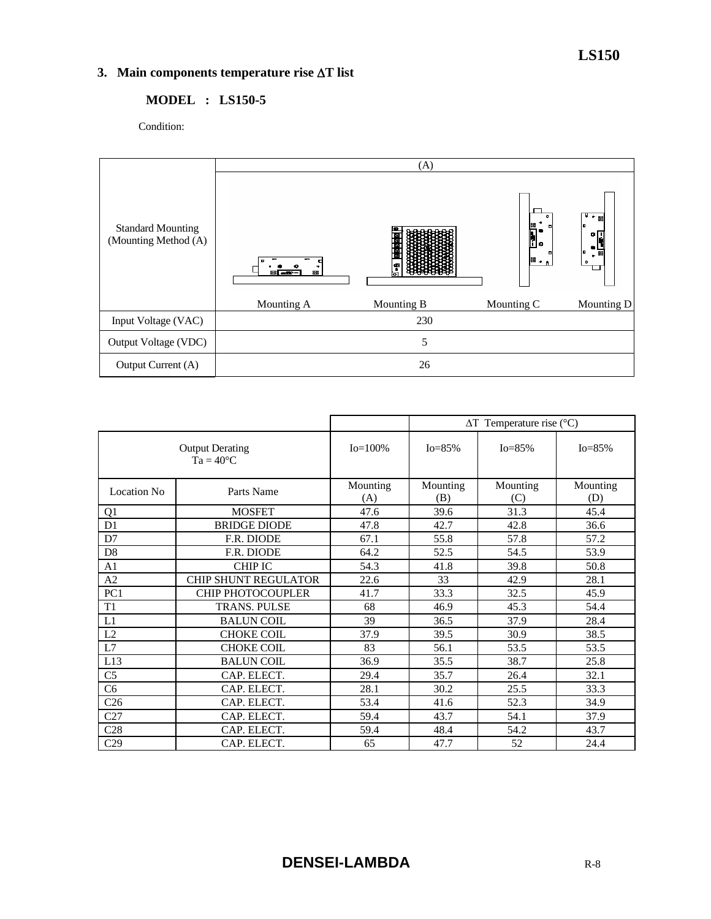## 3. Main components temperature rise ΔT list

### MODEL : LS150-5

Condition:

| | (A) | | | |
|---|---|---|---|---|
| Standard Mounting (Mounting Method (A) | Mounting A | Mounting B | Mounting C | Mounting D |
| Input Voltage (VAC) | 230 | | | |
| Output Voltage (VDC) | 5 | | | |
| Output Current (A) | 26 | | | |

| | | | ΔT Temperature rise (°C) | | |
|---|---|---|---|---|---|
| Output Derating Ta = 40°C | | Io=100% | Io=85% | Io=85% | Io=85% |
| Location No | Parts Name | Mounting (A) | Mounting (B) | Mounting (C) | Mounting (D) |
| Q1 | MOSFET | 47.6 | 39.6 | 31.3 | 45.4 |
| D1 | BRIDGE DIODE | 47.8 | 42.7 | 42.8 | 36.6 |
| D7 | F.R. DIODE | 67.1 | 55.8 | 57.8 | 57.2 |
| D8 | F.R. DIODE | 64.2 | 52.5 | 54.5 | 53.9 |
| A1 | CHIP IC | 54.3 | 41.8 | 39.8 | 50.8 |
| A2 | CHIP SHUNT REGULATOR | 22.6 | 33 | 42.9 | 28.1 |
| PC1 | CHIP PHOTOCOUPLER | 41.7 | 33.3 | 32.5 | 45.9 |
| T1 | TRANS. PULSE | 68 | 46.9 | 45.3 | 54.4 |
| L1 | BALUN COIL | 39 | 36.5 | 37.9 | 28.4 |
| L2 | CHOKE COIL | 37.9 | 39.5 | 30.9 | 38.5 |
| L7 | CHOKE COIL | 83 | 56.1 | 53.5 | 53.5 |
| L13 | BALUN COIL | 36.9 | 35.5 | 38.7 | 25.8 |
| C5 | CAP. ELECT. | 29.4 | 35.7 | 26.4 | 32.1 |
| C6 | CAP. ELECT. | 28.1 | 30.2 | 25.5 | 33.3 |
| C26 | CAP. ELECT. | 53.4 | 41.6 | 52.3 | 34.9 |
| C27 | CAP. ELECT. | 59.4 | 43.7 | 54.1 | 37.9 |
| C28 | CAP. ELECT. | 59.4 | 48.4 | 54.2 | 43.7 |
| C29 | CAP. ELECT. | 65 | 47.7 | 52 | 24.4 |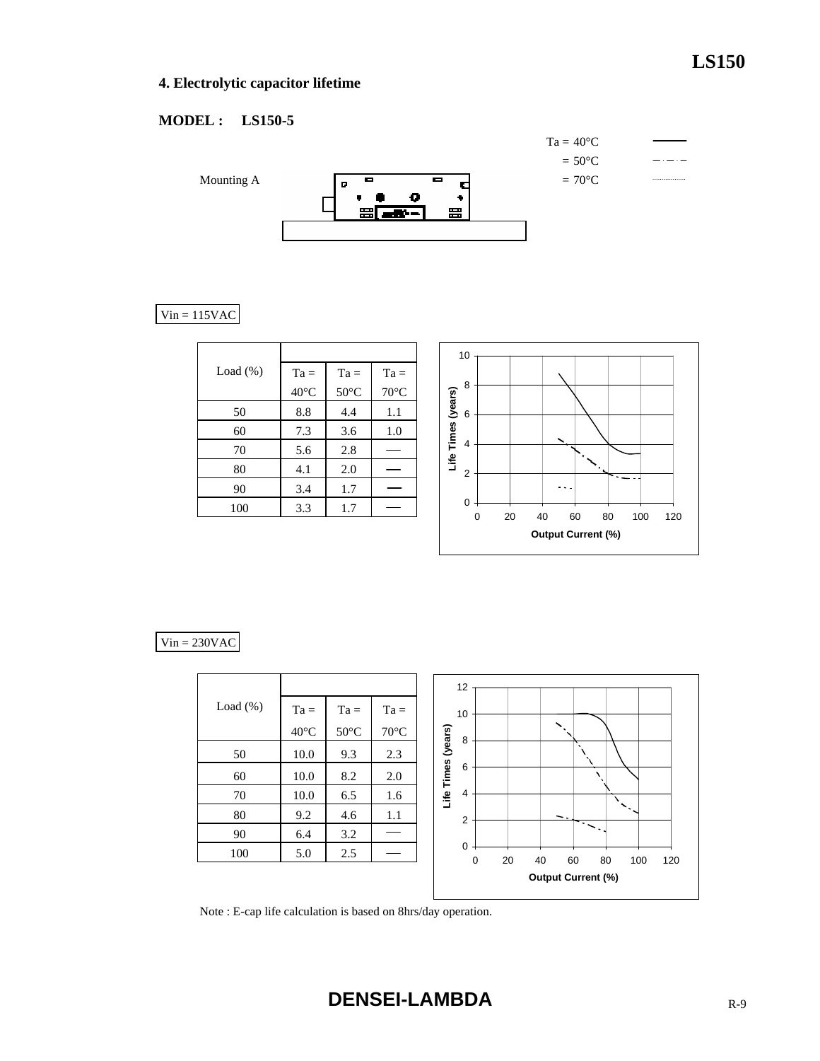## 4. Electrolytic capacitor lifetime

**MODEL : LS150-5**

Ta = 40°C
= 50°C
= 70°C

Mounting A

Vin = 115VAC

| Load (%) | Ta = 40°C | Ta = 50°C | Ta = 70°C |
|---|---|---|---|
| 50 | 8.8 | 4.4 | 1.1 |
| 60 | 7.3 | 3.6 | 1.0 |
| 70 | 5.6 | 2.8 | — |
| 80 | 4.1 | 2.0 | — |
| 90 | 3.4 | 1.7 | — |
| 100 | 3.3 | 1.7 | — |

Vin = 230VAC

| Load (%) | Ta = 40°C | Ta = 50°C | Ta = 70°C |
|---|---|---|---|
| 50 | 10.0 | 9.3 | 2.3 |
| 60 | 10.0 | 8.2 | 2.0 |
| 70 | 10.0 | 6.5 | 1.6 |
| 80 | 9.2 | 4.6 | 1.1 |
| 90 | 6.4 | 3.2 | — |
| 100 | 5.0 | 2.5 | — |

Note : E-cap life calculation is based on 8hrs/day operation.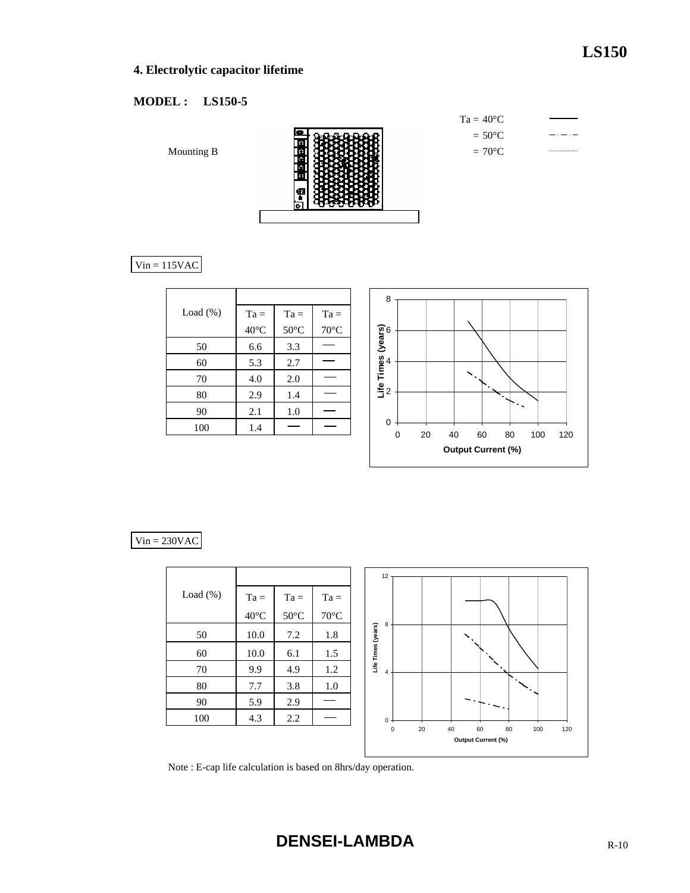## 4. Electrolytic capacitor lifetime

**MODEL : LS150-5**

Mounting B

Ta = 40°C ———
= 50°C — · — · —
= 70°C ··············

Vin = 115VAC

| Load (%) | Ta = 40°C | Ta = 50°C | Ta = 70°C |
|---|---|---|---|
| 50 | 6.6 | 3.3 | — |
| 60 | 5.3 | 2.7 | — |
| 70 | 4.0 | 2.0 | — |
| 80 | 2.9 | 1.4 | — |
| 90 | 2.1 | 1.0 | — |
| 100 | 1.4 | — | — |

Vin = 230VAC

| Load (%) | Ta = 40°C | Ta = 50°C | Ta = 70°C |
|---|---|---|---|
| 50 | 10.0 | 7.2 | 1.8 |
| 60 | 10.0 | 6.1 | 1.5 |
| 70 | 9.9 | 4.9 | 1.2 |
| 80 | 7.7 | 3.8 | 1.0 |
| 90 | 5.9 | 2.9 | — |
| 100 | 4.3 | 2.2 | — |

Note : E-cap life calculation is based on 8hrs/day operation.

**DENSEI-LAMBDA**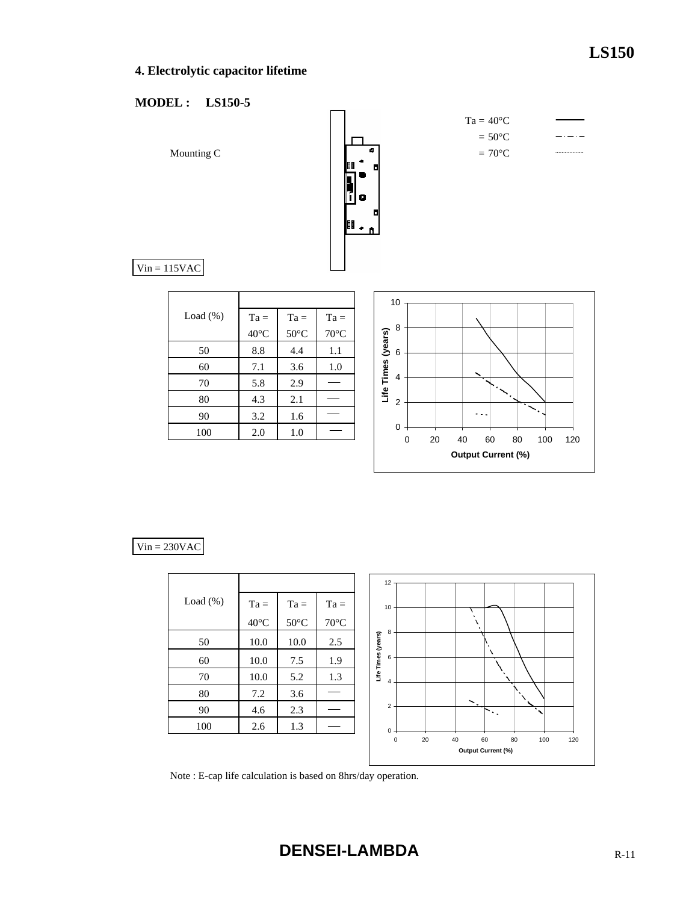## 4. Electrolytic capacitor lifetime

**MODEL : LS150-5**

Mounting C

Ta = 40°C ———
= 50°C — · — · —
= 70°C ··············

Vin = 115VAC

| Load (%) | Ta = 40°C | Ta = 50°C | Ta = 70°C |
|---|---|---|---|
| 50 | 8.8 | 4.4 | 1.1 |
| 60 | 7.1 | 3.6 | 1.0 |
| 70 | 5.8 | 2.9 | — |
| 80 | 4.3 | 2.1 | — |
| 90 | 3.2 | 1.6 | — |
| 100 | 2.0 | 1.0 | — |

Vin = 230VAC

| Load (%) | Ta = 40°C | Ta = 50°C | Ta = 70°C |
|---|---|---|---|
| 50 | 10.0 | 10.0 | 2.5 |
| 60 | 10.0 | 7.5 | 1.9 |
| 70 | 10.0 | 5.2 | 1.3 |
| 80 | 7.2 | 3.6 | — |
| 90 | 4.6 | 2.3 | — |
| 100 | 2.6 | 1.3 | — |

Note : E-cap life calculation is based on 8hrs/day operation.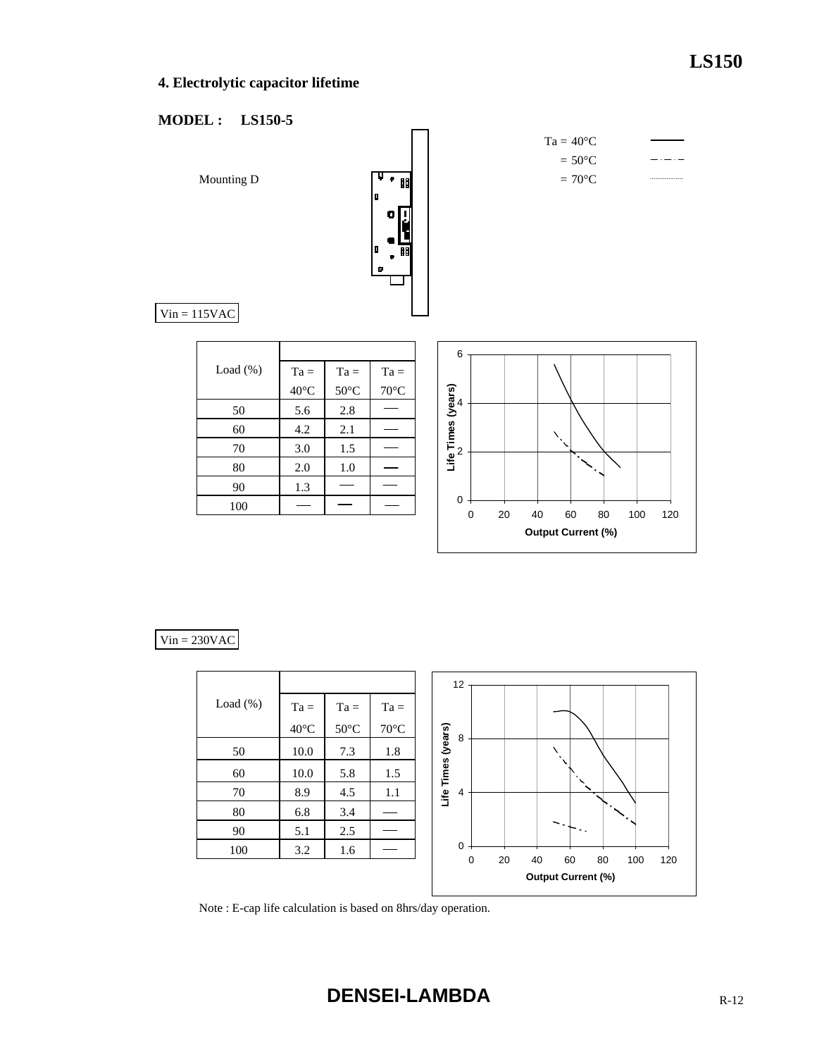## 4. Electrolytic capacitor lifetime

**MODEL : LS150-5**

Mounting D

Ta = 40°C ———
= 50°C — · — · —
= 70°C ··········

Vin = 115VAC

| Load (%) | Ta = 40°C | Ta = 50°C | Ta = 70°C |
|---|---|---|---|
| 50 | 5.6 | 2.8 | — |
| 60 | 4.2 | 2.1 | — |
| 70 | 3.0 | 1.5 | — |
| 80 | 2.0 | 1.0 | — |
| 90 | 1.3 | — | — |
| 100 | — | — | — |

Vin = 230VAC

| Load (%) | Ta = 40°C | Ta = 50°C | Ta = 70°C |
|---|---|---|---|
| 50 | 10.0 | 7.3 | 1.8 |
| 60 | 10.0 | 5.8 | 1.5 |
| 70 | 8.9 | 4.5 | 1.1 |
| 80 | 6.8 | 3.4 | — |
| 90 | 5.1 | 2.5 | — |
| 100 | 3.2 | 1.6 | — |

Note : E-cap life calculation is based on 8hrs/day operation.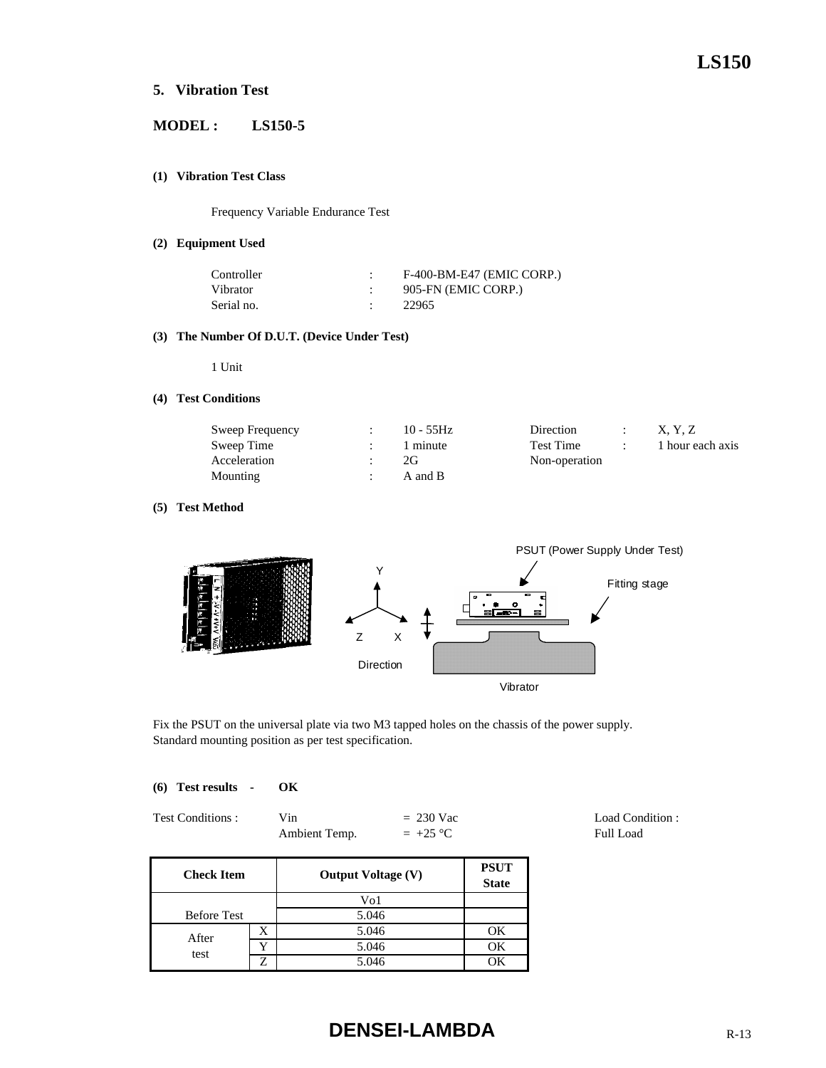## 5. Vibration Test

**MODEL : LS150-5**

### (1) Vibration Test Class

Frequency Variable Endurance Test

### (2) Equipment Used

| | | |
|---|---|---|
| Controller | : | F-400-BM-E47 (EMIC CORP.) |
| Vibrator | : | 905-FN (EMIC CORP.) |
| Serial no. | : | 22965 |

### (3) The Number Of D.U.T. (Device Under Test)

1 Unit

### (4) Test Conditions

| | | | | | |
|---|---|---|---|---|---|
| Sweep Frequency | : | 10 - 55Hz | Direction | : | X, Y, Z |
| Sweep Time | : | 1 minute | Test Time | : | 1 hour each axis |
| Acceleration | : | 2G | Non-operation | | |
| Mounting | : | A and B | | | |

### (5) Test Method

PSUT (Power Supply Under Test)

Fitting stage

Y

Z X

Direction

Vibrator

Fix the PSUT on the universal plate via two M3 tapped holes on the chassis of the power supply.
Standard mounting position as per test specification.

### (6) Test results - OK

| | | | |
|---|---|---|---|
| Test Conditions : | Vin | = 230 Vac | Load Condition : |
| | Ambient Temp. | = +25 °C | Full Load |

| Check Item | | Output Voltage (V) | PSUT State |
|---|---|---|---|
| | | Vo1 | |
| Before Test | | 5.046 | |
| After test | X | 5.046 | OK |
| | Y | 5.046 | OK |
| | Z | 5.046 | OK |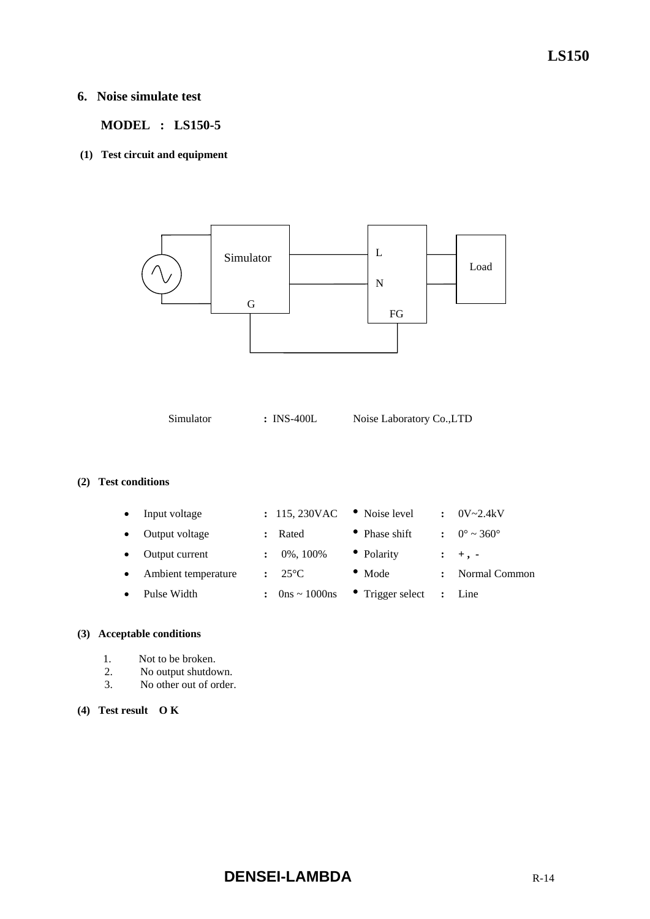## 6. Noise simulate test

**MODEL : LS150-5**

**(1) Test circuit and equipment**

Simulator : INS-400L Noise Laboratory Co.,LTD

**(2) Test conditions**

- Input voltage : 115, 230VAC
- Output voltage : Rated
- Output current : 0%, 100%
- Ambient temperature : 25°C
- Pulse Width : 0ns ~ 1000ns
- Noise level : 0V~2.4kV
- Phase shift : 0° ~ 360°
- Polarity : + , -
- Mode : Normal Common
- Trigger select : Line

**(3) Acceptable conditions**

1. Not to be broken.
2. No output shutdown.
3. No other out of order.

**(4) Test result O K**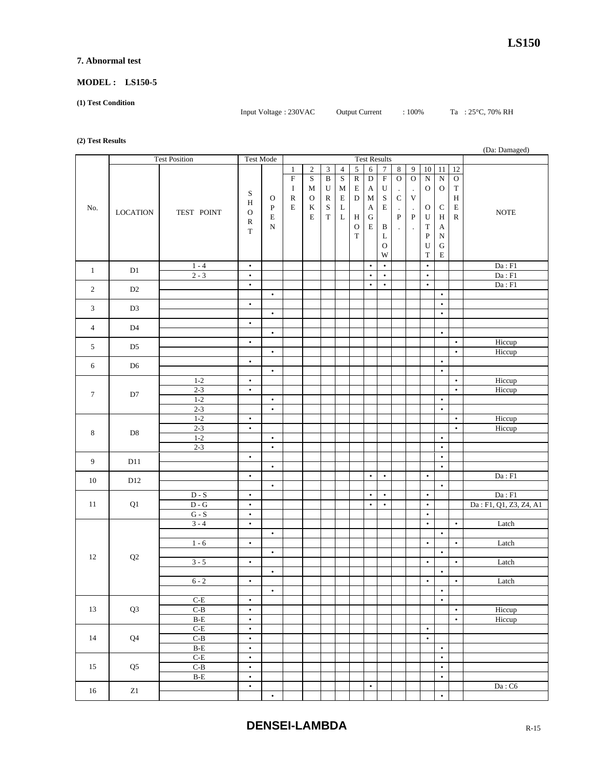## 7. Abnormal test

### MODEL : LS150-5

**(1) Test Condition**

Input Voltage : 230VAC Output Current : 100% Ta : 25°C, 70% RH

**(2) Test Results**

(Da: Damaged)

| No. | LOCATION | TEST POINT | SHORT | OPEN | 1 FIRE | 2 SMOKE | 3 BURST | 4 SMELL | 5 RED HOT | 6 DAMAGE | 7 FUSE BLOW | 8 O.C.P. | 9 O.V.P. | 10 NO OUTPUT | 11 NO CHANGE | 12 OTHER | NOTE |
|---|---|---|---|---|---|---|---|---|---|---|---|---|---|---|---|---|---|
| 1 | D1 | 1 - 4 | • | | | | | | | • | • | | | • | | | Da : F1 |
| | | 2 - 3 | • | | | | | | | • | • | | | • | | | Da : F1 |
| 2 | D2 | | • | | | | | | | • | • | | | • | | | Da : F1 |
| | | | | • | | | | | | | | | | | • | | |
| 3 | D3 | | • | | | | | | | | | | | | • | | |
| | | | | • | | | | | | | | | | | • | | |
| 4 | D4 | | • | | | | | | | | | | | | | | |
| | | | | • | | | | | | | | | | | • | | |
| 5 | D5 | | • | | | | | | | | | | | | | • | Hiccup |
| | | | | • | | | | | | | | | | | | • | Hiccup |
| 6 | D6 | | • | | | | | | | | | | | | • | | |
| | | | | • | | | | | | | | | | | • | | |
| 7 | D7 | 1-2 | • | | | | | | | | | | | | | • | Hiccup |
| | | 2-3 | • | | | | | | | | | | | | | • | Hiccup |
| | | 1-2 | | • | | | | | | | | | | | • | | |
| | | 2-3 | | • | | | | | | | | | | | • | | |
| 8 | D8 | 1-2 | • | | | | | | | | | | | | | • | Hiccup |
| | | 2-3 | • | | | | | | | | | | | | | • | Hiccup |
| | | 1-2 | | • | | | | | | | | | | | • | | |
| | | 2-3 | | • | | | | | | | | | | | • | | |
| 9 | D11 | | • | | | | | | | | | | | | • | | |
| | | | | • | | | | | | | | | | | • | | |
| 10 | D12 | | • | | | | | | | • | • | | | • | | | Da : F1 |
| | | | | • | | | | | | | | | | | • | | |
| 11 | Q1 | D - S | • | | | | | | | • | • | | | • | | | Da : F1 |
| | | D - G | • | | | | | | | • | • | | | • | | | Da : F1, Q1, Z3, Z4, A1 |
| | | G - S | • | | | | | | | | | | | • | | | |
| 12 | Q2 | 3 - 4 | • | | | | | | | | | | | • | | • | Latch |
| | | | | • | | | | | | | | | | | • | | |
| | | 1 - 6 | • | | | | | | | | | | | • | | • | Latch |
| | | | | • | | | | | | | | | | | • | | |
| | | 3 - 5 | • | | | | | | | | | | | • | | • | Latch |
| | | | | • | | | | | | | | | | | • | | |
| | | 6 - 2 | • | | | | | | | | | | | • | | • | Latch |
| | | | | • | | | | | | | | | | | • | | |
| 13 | Q3 | C-E | • | | | | | | | | | | | | • | | |
| | | C-B | • | | | | | | | | | | | | | • | Hiccup |
| | | B-E | • | | | | | | | | | | | | | • | Hiccup |
| 14 | Q4 | C-E | • | | | | | | | | | | | • | | | |
| | | C-B | • | | | | | | | | | | | • | | | |
| | | B-E | • | | | | | | | | | | | | • | | |
| 15 | Q5 | C-E | • | | | | | | | | | | | | • | | |
| | | C-B | • | | | | | | | | | | | | • | | |
| | | B-E | • | | | | | | | | | | | | • | | |
| 16 | Z1 | | • | | | | | | | • | | | | | | | Da : C6 |
| | | | | • | | | | | | | | | | | • | | |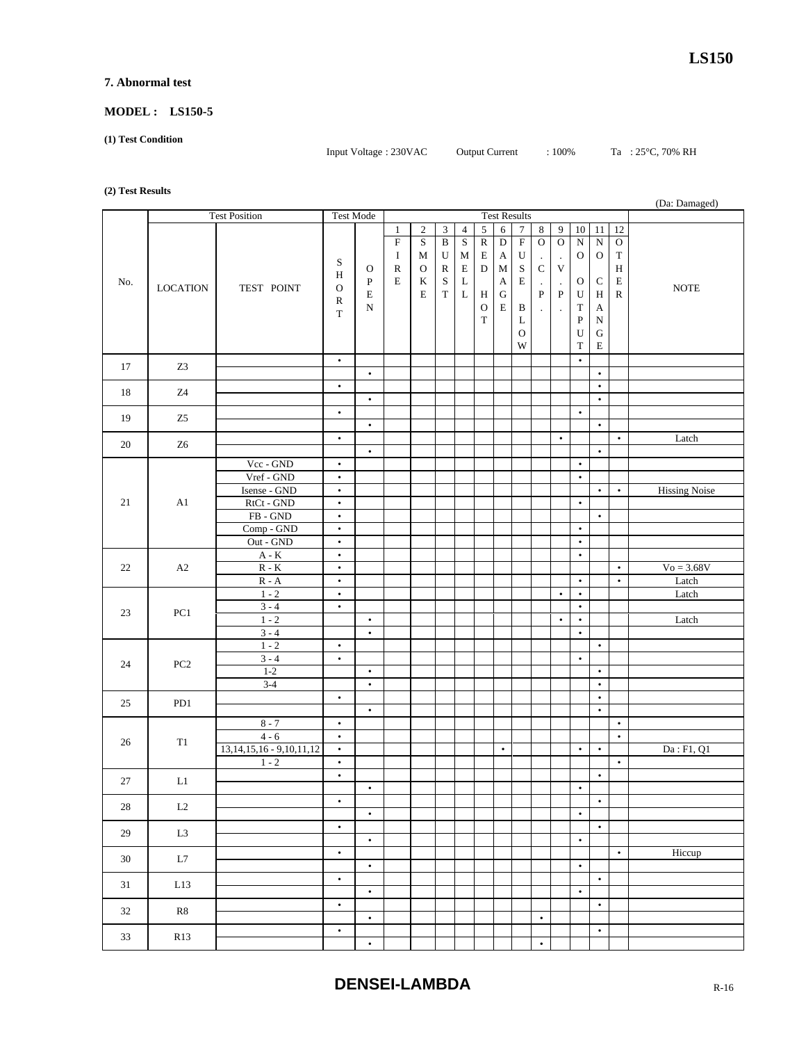## 7. Abnormal test

### MODEL : LS150-5

**(1) Test Condition**

Input Voltage : 230VAC  Output Current : 100%  Ta : 25°C, 70% RH

**(2) Test Results**

(Da: Damaged)

| No. | Test Position | | Test Mode | | Test Results | | | | | | | | | | | | NOTE |
|---|---|---|---|---|---|---|---|---|---|---|---|---|---|---|---|---|---|
| | LOCATION | TEST POINT | SHORT | OPEN | 1 FIRE | 2 SMOKE | 3 BURST | 4 SMELL | 5 RED HOT | 6 DAMAGE | 7 FUSE BLOW | 8 O.C.P. | 9 O.V.P. | 10 NO OUTPUT | 11 NO CHANGE | 12 OTHER | |
| 17 | Z3 | | • | | | | | | | | | | | • | | | |
| | | | | • | | | | | | | | | | | • | | |
| 18 | Z4 | | • | | | | | | | | | | | | • | | |
| | | | | • | | | | | | | | | | | • | | |
| 19 | Z5 | | • | | | | | | | | | | | • | | | |
| | | | | • | | | | | | | | | | | • | | |
| 20 | Z6 | | • | | | | | | | | | | • | | | • | Latch |
| | | | | • | | | | | | | | | | | • | | |
| 21 | A1 | Vcc - GND | • | | | | | | | | | | | • | | | |
| | | Vref - GND | • | | | | | | | | | | | • | | | |
| | | Isense - GND | • | | | | | | | | | | | | • | • | Hissing Noise |
| | | RtCt - GND | • | | | | | | | | | | | • | | | |
| | | FB - GND | • | | | | | | | | | | | | • | | |
| | | Comp - GND | • | | | | | | | | | | | • | | | |
| | | Out - GND | • | | | | | | | | | | | • | | | |
| 22 | A2 | A - K | • | | | | | | | | | | | • | | | |
| | | R - K | • | | | | | | | | | | | | | • | Vo = 3.68V |
| | | R - A | • | | | | | | | | | | | • | | • | Latch |
| 23 | PC1 | 1 - 2 | • | | | | | | | | | | • | • | | | Latch |
| | | 3 - 4 | • | | | | | | | | | | | • | | | |
| | | 1 - 2 | | • | | | | | | | | | • | • | | | Latch |
| | | 3 - 4 | | • | | | | | | | | | | • | | | |
| 24 | PC2 | 1 - 2 | • | | | | | | | | | | | | • | | |
| | | 3 - 4 | • | | | | | | | | | | | • | | | |
| | | 1-2 | | • | | | | | | | | | | | • | | |
| | | 3-4 | | • | | | | | | | | | | | • | | |
| 25 | PD1 | | • | | | | | | | | | | | | • | | |
| | | | | • | | | | | | | | | | | • | | |
| 26 | T1 | 8 - 7 | • | | | | | | | | | | | | | • | |
| | | 4 - 6 | • | | | | | | | | | | | | | • | |
| | | 13,14,15,16 - 9,10,11,12 | • | | | | | | | • | | | | • | • | | Da : F1, Q1 |
| | | 1 - 2 | • | | | | | | | | | | | | | • | |
| 27 | L1 | | • | | | | | | | | | | | | • | | |
| | | | | • | | | | | | | | | | • | | | |
| 28 | L2 | | • | | | | | | | | | | | | • | | |
| | | | | • | | | | | | | | | | • | | | |
| 29 | L3 | | • | | | | | | | | | | | | • | | |
| | | | | • | | | | | | | | | | • | | | |
| 30 | L7 | | • | | | | | | | | | | | | | • | Hiccup |
| | | | | • | | | | | | | | | | • | | | |
| 31 | L13 | | • | | | | | | | | | | | | • | | |
| | | | | • | | | | | | | | | | • | | | |
| 32 | R8 | | • | | | | | | | | | | | | • | | |
| | | | | • | | | | | | | | • | | | | | |
| 33 | R13 | | • | | | | | | | | | | | | • | | |
| | | | | • | | | | | | | | • | | | | | |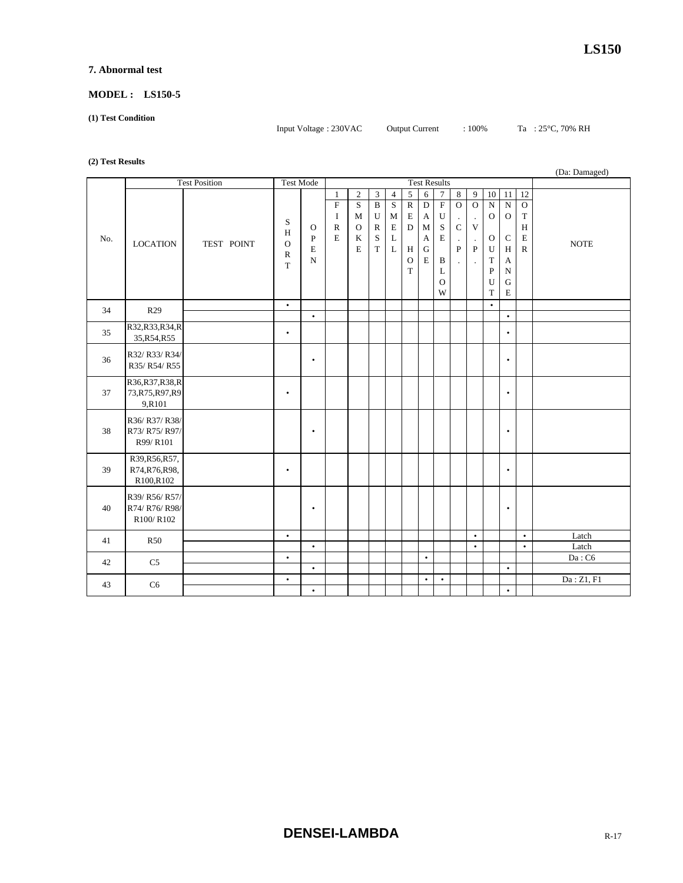## 7. Abnormal test

### MODEL : LS150-5

**(1) Test Condition**

Input Voltage : 230VAC  Output Current : 100%  Ta : 25°C, 70% RH

**(2) Test Results**

(Da: Damaged)

| No. | Test Position | | Test Mode | | Test Results | | | | | | | | | | | | NOTE |
|---|---|---|---|---|---|---|---|---|---|---|---|---|---|---|---|---|---|
| | LOCATION | TEST POINT | SHORT | OPEN | 1 FIRE | 2 SMOKE | 3 BURST | 4 SMELL | 5 RED HOT | 6 DAMAGE | 7 FUSE BLOW | 8 O.C.P. | 9 O.V.P. | 10 NO OUTPUT | 11 NO CHANGE | 12 OTHER | |
| 34 | R29 | | • | | | | | | | | | | | • | | | |
| | | | | • | | | | | | | | | | | • | | |
| 35 | R32,R33,R34,R35,R54,R55 | | • | | | | | | | | | | | | • | | |
| 36 | R32/ R33/ R34/ R35/ R54/ R55 | | | • | | | | | | | | | | | • | | |
| 37 | R36,R37,R38,R73,R75,R97,R99,R101 | | • | | | | | | | | | | | | • | | |
| 38 | R36/ R37/ R38/ R73/ R75/ R97/ R99/ R101 | | | • | | | | | | | | | | | • | | |
| 39 | R39,R56,R57,R74,R76,R98,R100,R102 | | • | | | | | | | | | | | | • | | |
| 40 | R39/ R56/ R57/ R74/ R76/ R98/ R100/ R102 | | | • | | | | | | | | | | | • | | |
| 41 | R50 | | • | | | | | | | | | | • | | | • | Latch |
| | | | | • | | | | | | | | | • | | | • | Latch |
| 42 | C5 | | • | | | | | | | • | | | | | | | Da : C6 |
| | | | | • | | | | | | | | | | | • | | |
| 43 | C6 | | • | | | | | | | • | • | | | | | | Da : Z1, F1 |
| | | | | • | | | | | | | | | | | • | | |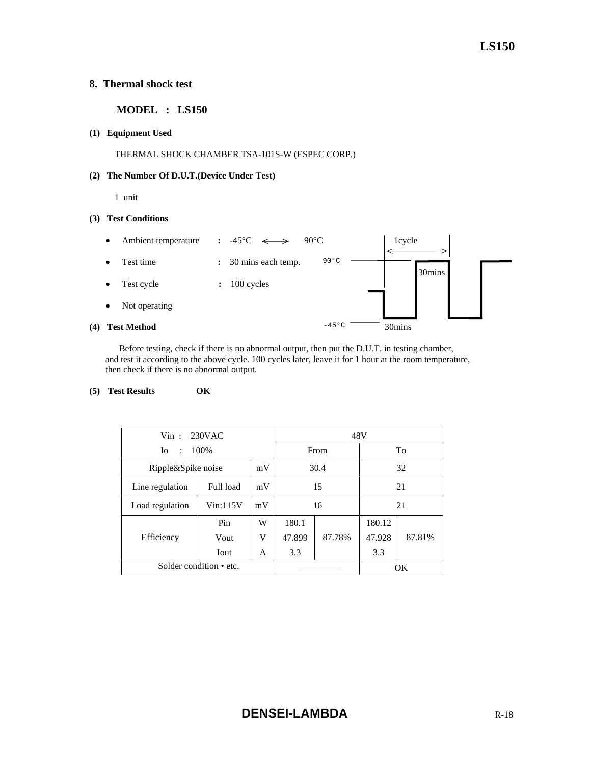## 8. Thermal shock test

**MODEL : LS150**

**(1) Equipment Used**

THERMAL SHOCK CHAMBER TSA-101S-W (ESPEC CORP.)

**(2) The Number Of D.U.T.(Device Under Test)**

1 unit

**(3) Test Conditions**

- Ambient temperature : -45°C ⟷ 90°C
- Test time : 30 mins each temp.
- Test cycle : 100 cycles
- Not operating

1cycle
90°C
30mins
-45°C
30mins

**(4) Test Method**

Before testing, check if there is no abnormal output, then put the D.U.T. in testing chamber, and test it according to the above cycle. 100 cycles later, leave it for 1 hour at the room temperature, then check if there is no abnormal output.

**(5) Test Results** **OK**

| Vin : 230VAC | | | 48V | | | |
|---|---|---|---|---|---|---|
| Io : 100% | | | From | | To | |
| Ripple&Spike noise | | mV | 30.4 | | 32 | |
| Line regulation | Full load | mV | 15 | | 21 | |
| Load regulation | Vin:115V | mV | 16 | | 21 | |
| Efficiency | Pin | W | 180.1 | 87.78% | 180.12 | 87.81% |
| | Vout | V | 47.899 | | 47.928 | |
| | Iout | A | 3.3 | | 3.3 | |
| Solder condition • etc. | | | ――― | | OK | |